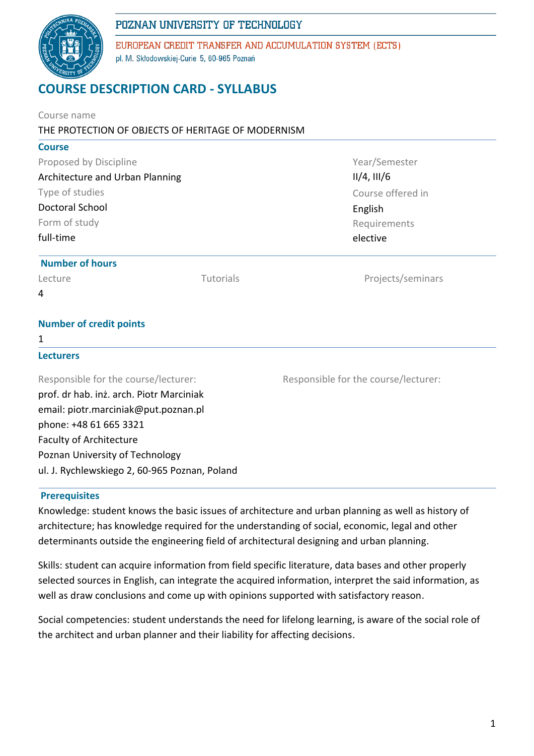POZNAN UNIVERSITY OF TECHNOLOGY

EUROPEAN CREDIT TRANSFER AND ACCUMULATION SYSTEM (ECTS)

pl. M. Skłodowskiej-Curie 5, 60-965 Poznań

# COURSE DESCRIPTION CARD - SYLLABUS

Course name

THE PROTECTION OF OBJECTS OF HERITAGE OF MODERNISM

## Course

Proposed by Discipline
Architecture and Urban Planning

Year/Semester
II/4, III/6

Type of studies
Doctoral School

Course offered in
English

Form of study
full-time

Requirements
elective

## Number of hours

| Lecture | Tutorials | Projects/seminars |
|---|---|---|
| 4 | | |

## Number of credit points

1

## Lecturers

Responsible for the course/lecturer:
prof. dr hab. inż. arch. Piotr Marciniak
email: piotr.marciniak@put.poznan.pl
phone: +48 61 665 3321
Faculty of Architecture
Poznan University of Technology
ul. J. Rychlewskiego 2, 60-965 Poznan, Poland

Responsible for the course/lecturer:

## Prerequisites

Knowledge: student knows the basic issues of architecture and urban planning as well as history of architecture; has knowledge required for the understanding of social, economic, legal and other determinants outside the engineering field of architectural designing and urban planning.

Skills: student can acquire information from field specific literature, data bases and other properly selected sources in English, can integrate the acquired information, interpret the said information, as well as draw conclusions and come up with opinions supported with satisfactory reason.

Social competencies: student understands the need for lifelong learning, is aware of the social role of the architect and urban planner and their liability for affecting decisions.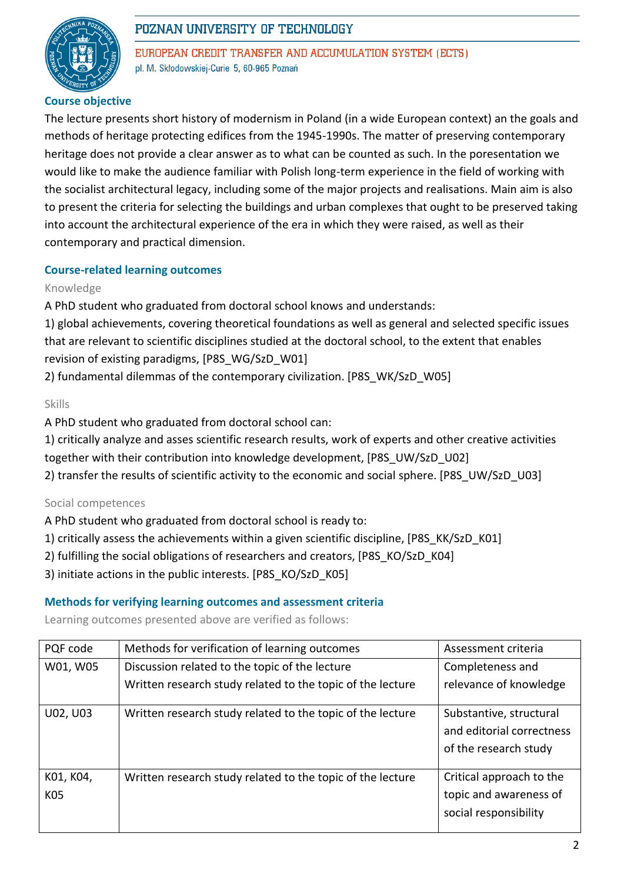## Course objective

The lecture presents short history of modernism in Poland (in a wide European context) an the goals and methods of heritage protecting edifices from the 1945-1990s. The matter of preserving contemporary heritage does not provide a clear answer as to what can be counted as such. In the poresentation we would like to make the audience familiar with Polish long-term experience in the field of working with the socialist architectural legacy, including some of the major projects and realisations. Main aim is also to present the criteria for selecting the buildings and urban complexes that ought to be preserved taking into account the architectural experience of the era in which they were raised, as well as their contemporary and practical dimension.

## Course-related learning outcomes

### Knowledge

A PhD student who graduated from doctoral school knows and understands:

1) global achievements, covering theoretical foundations as well as general and selected specific issues that are relevant to scientific disciplines studied at the doctoral school, to the extent that enables revision of existing paradigms, [P8S_WG/SzD_W01]

2) fundamental dilemmas of the contemporary civilization. [P8S_WK/SzD_W05]

### Skills

A PhD student who graduated from doctoral school can:

1) critically analyze and asses scientific research results, work of experts and other creative activities together with their contribution into knowledge development, [P8S_UW/SzD_U02]

2) transfer the results of scientific activity to the economic and social sphere. [P8S_UW/SzD_U03]

### Social competences

A PhD student who graduated from doctoral school is ready to:

1) critically assess the achievements within a given scientific discipline, [P8S_KK/SzD_K01]

2) fulfilling the social obligations of researchers and creators, [P8S_KO/SzD_K04]

3) initiate actions in the public interests. [P8S_KO/SzD_K05]

## Methods for verifying learning outcomes and assessment criteria

Learning outcomes presented above are verified as follows:

| PQF code | Methods for verification of learning outcomes | Assessment criteria |
|---|---|---|
| W01, W05 | Discussion related to the topic of the lecture<br>Written research study related to the topic of the lecture | Completeness and relevance of knowledge |
| U02, U03 | Written research study related to the topic of the lecture | Substantive, structural and editorial correctness of the research study |
| K01, K04, K05 | Written research study related to the topic of the lecture | Critical approach to the topic and awareness of social responsibility |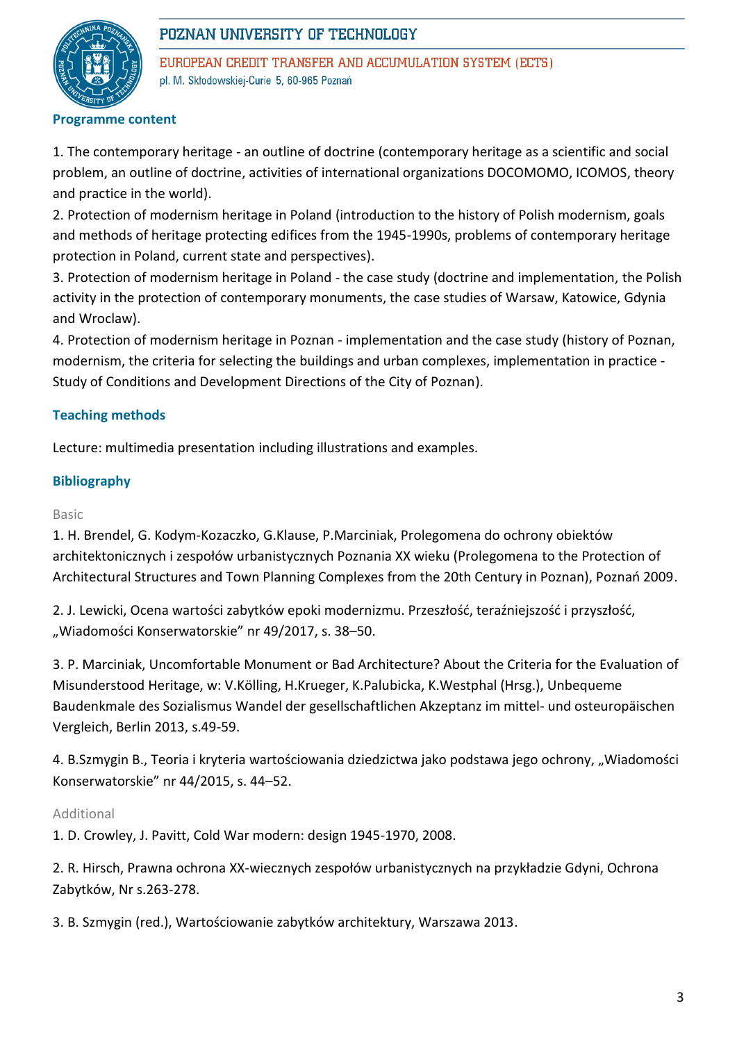## Programme content

1. The contemporary heritage - an outline of doctrine (contemporary heritage as a scientific and social problem, an outline of doctrine, activities of international organizations DOCOMOMO, ICOMOS, theory and practice in the world).
2. Protection of modernism heritage in Poland (introduction to the history of Polish modernism, goals and methods of heritage protecting edifices from the 1945-1990s, problems of contemporary heritage protection in Poland, current state and perspectives).
3. Protection of modernism heritage in Poland - the case study (doctrine and implementation, the Polish activity in the protection of contemporary monuments, the case studies of Warsaw, Katowice, Gdynia and Wroclaw).
4. Protection of modernism heritage in Poznan - implementation and the case study (history of Poznan, modernism, the criteria for selecting the buildings and urban complexes, implementation in practice - Study of Conditions and Development Directions of the City of Poznan).

## Teaching methods

Lecture: multimedia presentation including illustrations and examples.

## Bibliography

Basic

1. H. Brendel, G. Kodym-Kozaczko, G.Klause, P.Marciniak, Prolegomena do ochrony obiektów architektonicznych i zespołów urbanistycznych Poznania XX wieku (Prolegomena to the Protection of Architectural Structures and Town Planning Complexes from the 20th Century in Poznan), Poznań 2009.

2. J. Lewicki, Ocena wartości zabytków epoki modernizmu. Przeszłość, teraźniejszość i przyszłość, „Wiadomości Konserwatorskie" nr 49/2017, s. 38–50.

3. P. Marciniak, Uncomfortable Monument or Bad Architecture? About the Criteria for the Evaluation of Misunderstood Heritage, w: V.Kölling, H.Krueger, K.Palubicka, K.Westphal (Hrsg.), Unbequeme Baudenkmale des Sozialismus Wandel der gesellschaftlichen Akzeptanz im mittel- und osteuropäischen Vergleich, Berlin 2013, s.49-59.

4. B.Szmygin B., Teoria i kryteria wartościowania dziedzictwa jako podstawa jego ochrony, „Wiadomości Konserwatorskie" nr 44/2015, s. 44–52.

Additional

1. D. Crowley, J. Pavitt, Cold War modern: design 1945-1970, 2008.

2. R. Hirsch, Prawna ochrona XX-wiecznych zespołów urbanistycznych na przykładzie Gdyni, Ochrona Zabytków, Nr s.263-278.

3. B. Szmygin (red.), Wartościowanie zabytków architektury, Warszawa 2013.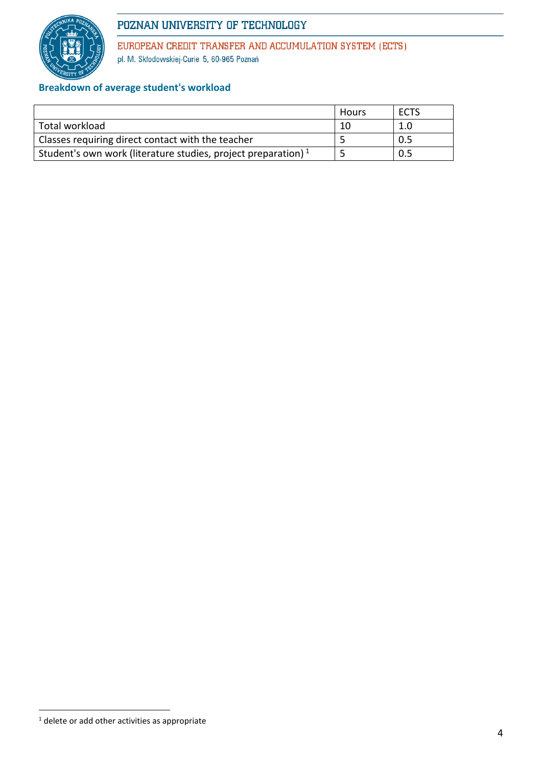### Breakdown of average student's workload

| | Hours | ECTS |
|---|---|---|
| Total workload | 10 | 1.0 |
| Classes requiring direct contact with the teacher | 5 | 0.5 |
| Student's own work (literature studies, project preparation) [1] | 5 | 0.5 |

[1] delete or add other activities as appropriate